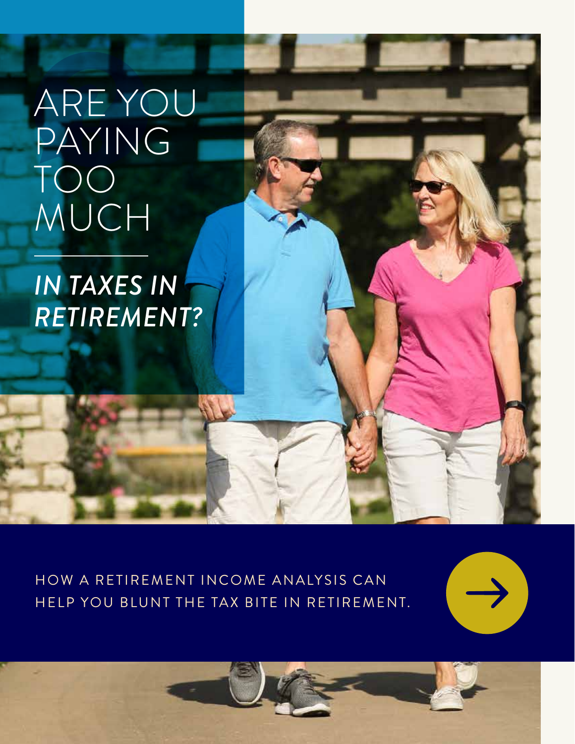# ARE YOU PAYING TOO MUCH

## *IN TAXES IN RETIREMENT?*

HOW A RETIREMENT INCOME ANALYSIS CAN HELP YOU BLUNT THE TAX BITE IN RETIREMENT.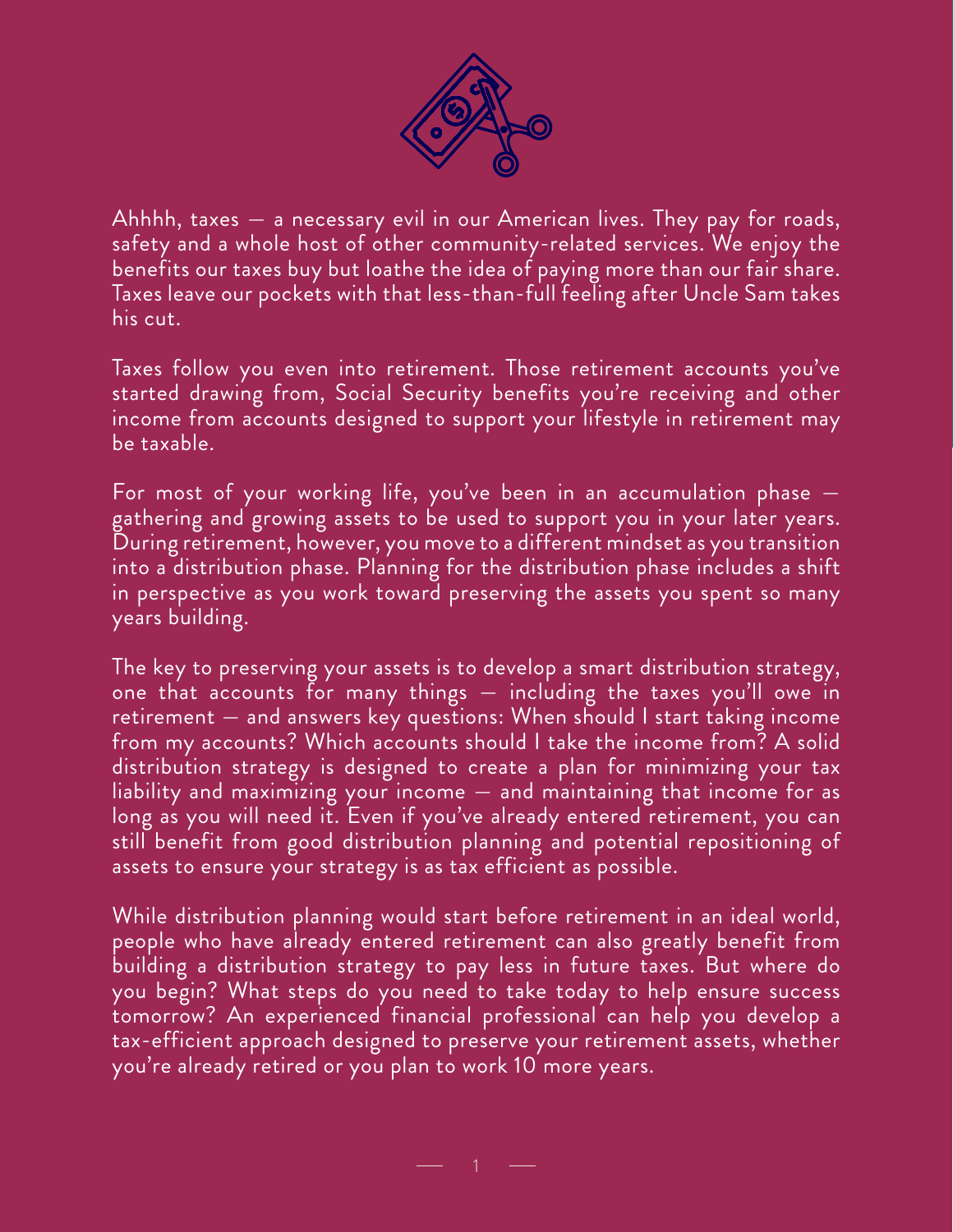Ahhhh, taxes — a necessary evil in our American lives. They pay for roads, safety and a whole host of other community-related services. We enjoy the benefits our taxes buy but loathe the idea of paying more than our fair share. Taxes leave our pockets with that less-than-full feeling after Uncle Sam takes his cut.

Taxes follow you even into retirement. Those retirement accounts you've started drawing from, Social Security benefits you're receiving and other income from accounts designed to support your lifestyle in retirement may be taxable.

For most of your working life, you've been in an accumulation phase — gathering and growing assets to be used to support you in your later years. During retirement, however, you move to a different mindset as you transition into a distribution phase. Planning for the distribution phase includes a shift in perspective as you work toward preserving the assets you spent so many years building.

The key to preserving your assets is to develop a smart distribution strategy, one that accounts for many things — including the taxes you'll owe in retirement — and answers key questions: When should I start taking income from my accounts? Which accounts should I take the income from? A solid distribution strategy is designed to create a plan for minimizing your tax liability and maximizing your income — and maintaining that income for as long as you will need it. Even if you've already entered retirement, you can still benefit from good distribution planning and potential repositioning of assets to ensure your strategy is as tax efficient as possible.

While distribution planning would start before retirement in an ideal world, people who have already entered retirement can also greatly benefit from building a distribution strategy to pay less in future taxes. But where do you begin? What steps do you need to take today to help ensure success tomorrow? An experienced financial professional can help you develop a tax-efficient approach designed to preserve your retirement assets, whether you're already retired or you plan to work 10 more years.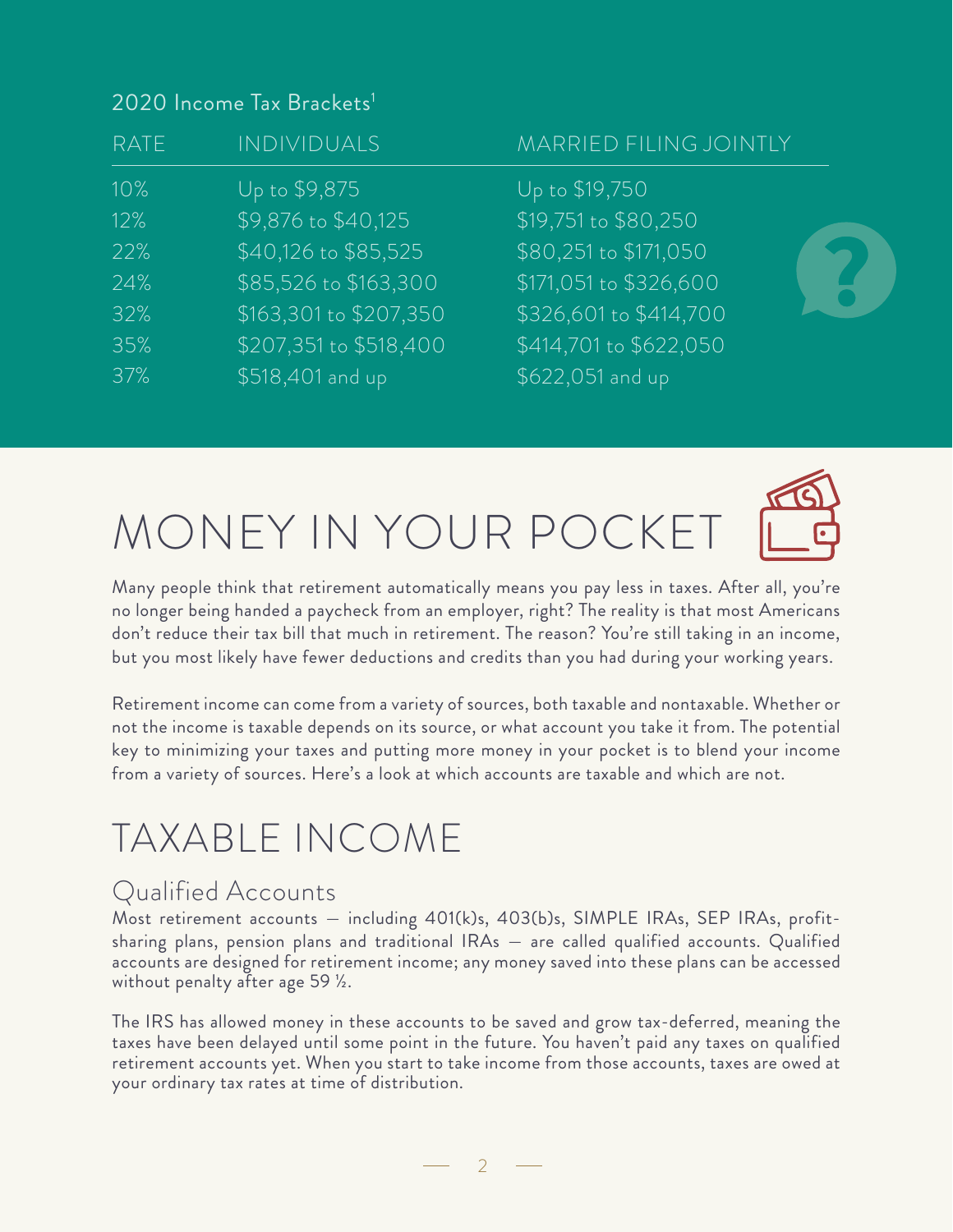2020 Income Tax Brackets[1]

| RATE | INDIVIDUALS | MARRIED FILING JOINTLY |
|---|---|---|
| 10% | Up to $9,875 | Up to $19,750 |
| 12% | $9,876 to $40,125 | $19,751 to $80,250 |
| 22% | $40,126 to $85,525 | $80,251 to $171,050 |
| 24% | $85,526 to $163,300 | $171,051 to $326,600 |
| 32% | $163,301 to $207,350 | $326,601 to $414,700 |
| 35% | $207,351 to $518,400 | $414,701 to $622,050 |
| 37% | $518,401 and up | $622,051 and up |

# MONEY IN YOUR POCKET

Many people think that retirement automatically means you pay less in taxes. After all, you're no longer being handed a paycheck from an employer, right? The reality is that most Americans don't reduce their tax bill that much in retirement. The reason? You're still taking in an income, but you most likely have fewer deductions and credits than you had during your working years.

Retirement income can come from a variety of sources, both taxable and nontaxable. Whether or not the income is taxable depends on its source, or what account you take it from. The potential key to minimizing your taxes and putting more money in your pocket is to blend your income from a variety of sources. Here's a look at which accounts are taxable and which are not.

# TAXABLE INCOME

## Qualified Accounts

Most retirement accounts — including 401(k)s, 403(b)s, SIMPLE IRAs, SEP IRAs, profit-sharing plans, pension plans and traditional IRAs — are called qualified accounts. Qualified accounts are designed for retirement income; any money saved into these plans can be accessed without penalty after age 59 ½.

The IRS has allowed money in these accounts to be saved and grow tax-deferred, meaning the taxes have been delayed until some point in the future. You haven't paid any taxes on qualified retirement accounts yet. When you start to take income from those accounts, taxes are owed at your ordinary tax rates at time of distribution.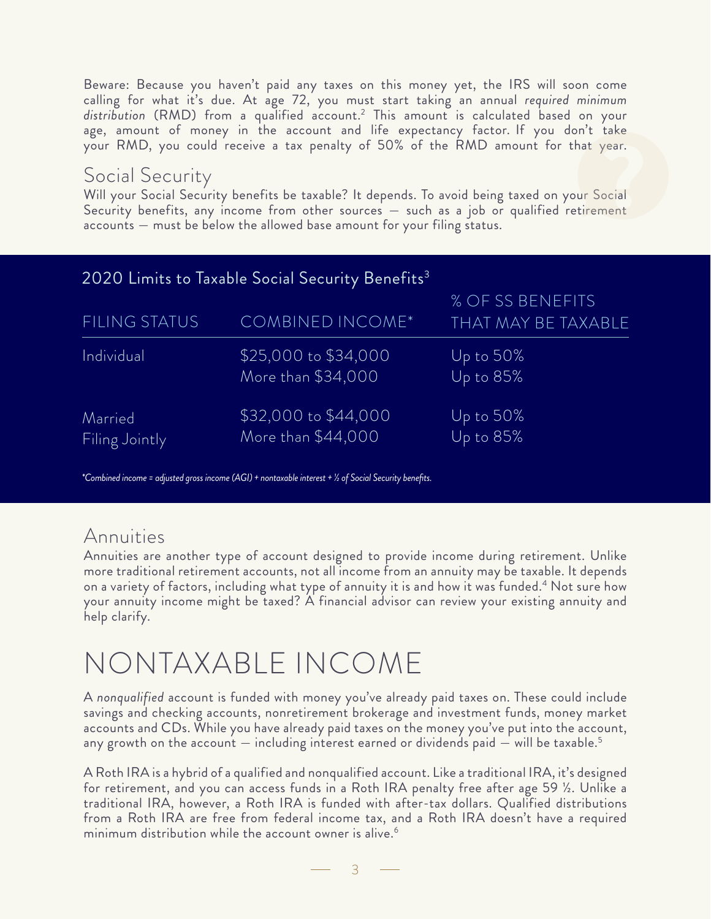Beware: Because you haven't paid any taxes on this money yet, the IRS will soon come calling for what it's due. At age 72, you must start taking an annual *required minimum distribution* (RMD) from a qualified account.[2] This amount is calculated based on your age, amount of money in the account and life expectancy factor. If you don't take your RMD, you could receive a tax penalty of 50% of the RMD amount for that year.

## Social Security

Will your Social Security benefits be taxable? It depends. To avoid being taxed on your Social Security benefits, any income from other sources — such as a job or qualified retirement accounts — must be below the allowed base amount for your filing status.

### 2020 Limits to Taxable Social Security Benefits[3]

| FILING STATUS | COMBINED INCOME* | % OF SS BENEFITS THAT MAY BE TAXABLE |
|---|---|---|
| Individual | $25,000 to $34,000 | Up to 50% |
| | More than $34,000 | Up to 85% |
| Married Filing Jointly | $32,000 to $44,000 | Up to 50% |
| | More than $44,000 | Up to 85% |

*\*Combined income = adjusted gross income (AGI) + nontaxable interest + ½ of Social Security benefits.*

## Annuities

Annuities are another type of account designed to provide income during retirement. Unlike more traditional retirement accounts, not all income from an annuity may be taxable. It depends on a variety of factors, including what type of annuity it is and how it was funded.[4] Not sure how your annuity income might be taxed? A financial advisor can review your existing annuity and help clarify.

# NONTAXABLE INCOME

A *nonqualified* account is funded with money you've already paid taxes on. These could include savings and checking accounts, nonretirement brokerage and investment funds, money market accounts and CDs. While you have already paid taxes on the money you've put into the account, any growth on the account — including interest earned or dividends paid — will be taxable.[5]

A Roth IRA is a hybrid of a qualified and nonqualified account. Like a traditional IRA, it's designed for retirement, and you can access funds in a Roth IRA penalty free after age 59 ½. Unlike a traditional IRA, however, a Roth IRA is funded with after-tax dollars. Qualified distributions from a Roth IRA are free from federal income tax, and a Roth IRA doesn't have a required minimum distribution while the account owner is alive.[6]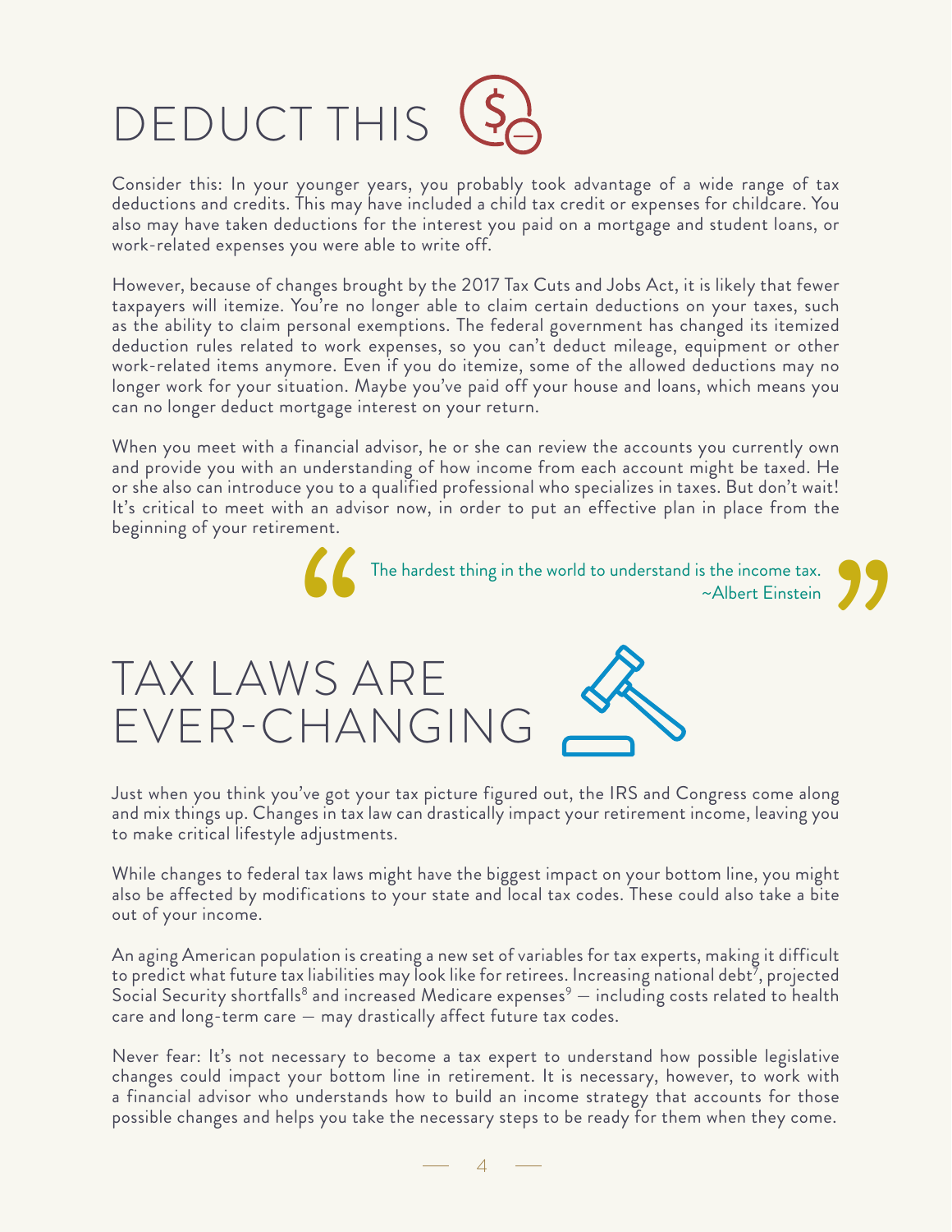# DEDUCT THIS

Consider this: In your younger years, you probably took advantage of a wide range of tax deductions and credits. This may have included a child tax credit or expenses for childcare. You also may have taken deductions for the interest you paid on a mortgage and student loans, or work-related expenses you were able to write off.

However, because of changes brought by the 2017 Tax Cuts and Jobs Act, it is likely that fewer taxpayers will itemize. You're no longer able to claim certain deductions on your taxes, such as the ability to claim personal exemptions. The federal government has changed its itemized deduction rules related to work expenses, so you can't deduct mileage, equipment or other work-related items anymore. Even if you do itemize, some of the allowed deductions may no longer work for your situation. Maybe you've paid off your house and loans, which means you can no longer deduct mortgage interest on your return.

When you meet with a financial advisor, he or she can review the accounts you currently own and provide you with an understanding of how income from each account might be taxed. He or she also can introduce you to a qualified professional who specializes in taxes. But don't wait! It's critical to meet with an advisor now, in order to put an effective plan in place from the beginning of your retirement.

> "The hardest thing in the world to understand is the income tax.
> ~Albert Einstein"

# TAX LAWS ARE EVER-CHANGING

Just when you think you've got your tax picture figured out, the IRS and Congress come along and mix things up. Changes in tax law can drastically impact your retirement income, leaving you to make critical lifestyle adjustments.

While changes to federal tax laws might have the biggest impact on your bottom line, you might also be affected by modifications to your state and local tax codes. These could also take a bite out of your income.

An aging American population is creating a new set of variables for tax experts, making it difficult to predict what future tax liabilities may look like for retirees. Increasing national debt[7], projected Social Security shortfalls[8] and increased Medicare expenses[9] — including costs related to health care and long-term care — may drastically affect future tax codes.

Never fear: It's not necessary to become a tax expert to understand how possible legislative changes could impact your bottom line in retirement. It is necessary, however, to work with a financial advisor who understands how to build an income strategy that accounts for those possible changes and helps you take the necessary steps to be ready for them when they come.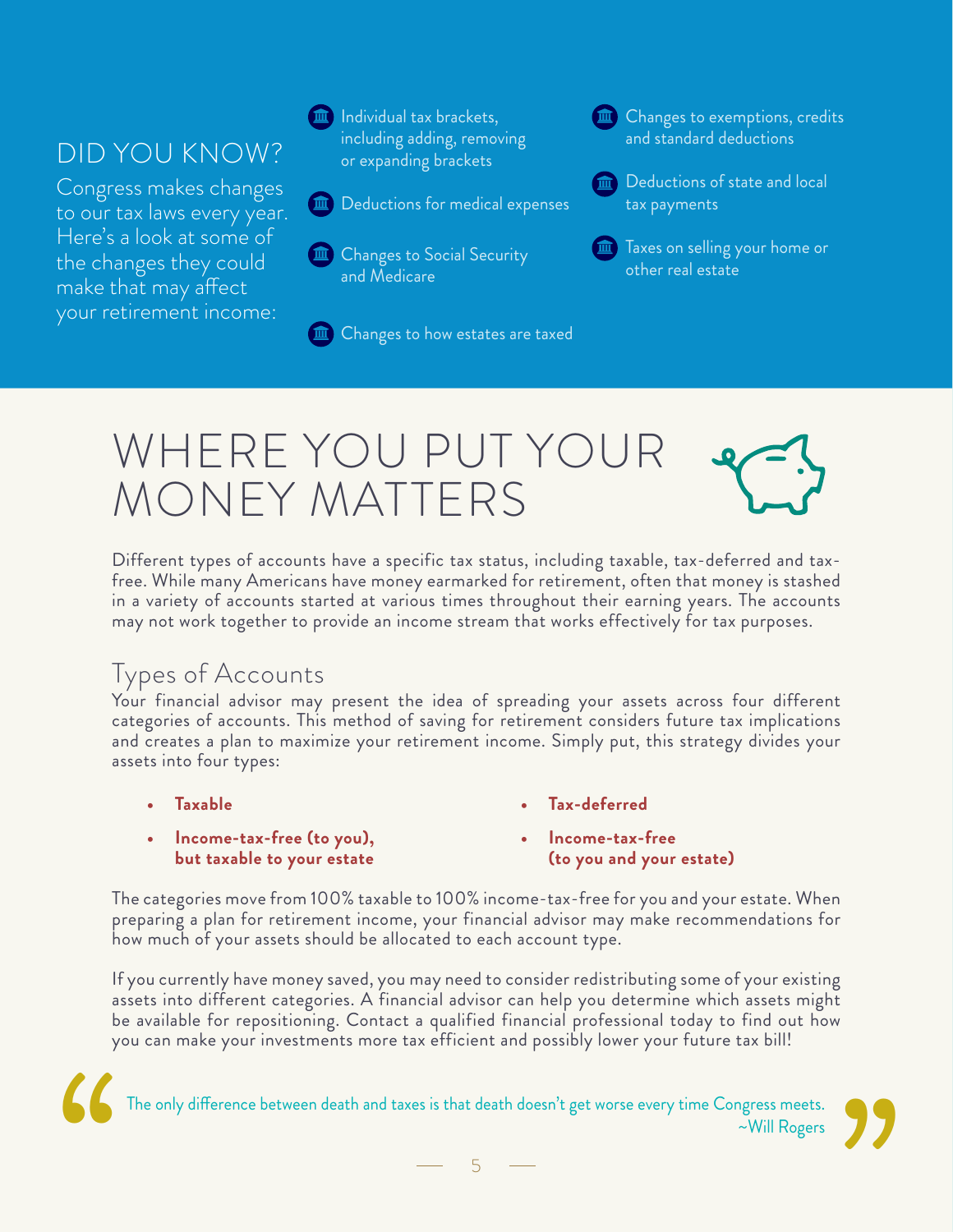## DID YOU KNOW?

Congress makes changes to our tax laws every year. Here's a look at some of the changes they could make that may affect your retirement income:

- Individual tax brackets, including adding, removing or expanding brackets
- Deductions for medical expenses
- Changes to Social Security and Medicare
- Changes to how estates are taxed
- Changes to exemptions, credits and standard deductions
- Deductions of state and local tax payments
- Taxes on selling your home or other real estate

# WHERE YOU PUT YOUR MONEY MATTERS

Different types of accounts have a specific tax status, including taxable, tax-deferred and tax-free. While many Americans have money earmarked for retirement, often that money is stashed in a variety of accounts started at various times throughout their earning years. The accounts may not work together to provide an income stream that works effectively for tax purposes.

## Types of Accounts

Your financial advisor may present the idea of spreading your assets across four different categories of accounts. This method of saving for retirement considers future tax implications and creates a plan to maximize your retirement income. Simply put, this strategy divides your assets into four types:

- **Taxable**
- **Tax-deferred**
- **Income-tax-free (to you), but taxable to your estate**
- **Income-tax-free (to you and your estate)**

The categories move from 100% taxable to 100% income-tax-free for you and your estate. When preparing a plan for retirement income, your financial advisor may make recommendations for how much of your assets should be allocated to each account type.

If you currently have money saved, you may need to consider redistributing some of your existing assets into different categories. A financial advisor can help you determine which assets might be available for repositioning. Contact a qualified financial professional today to find out how you can make your investments more tax efficient and possibly lower your future tax bill!

> "The only difference between death and taxes is that death doesn't get worse every time Congress meets."
> ~Will Rogers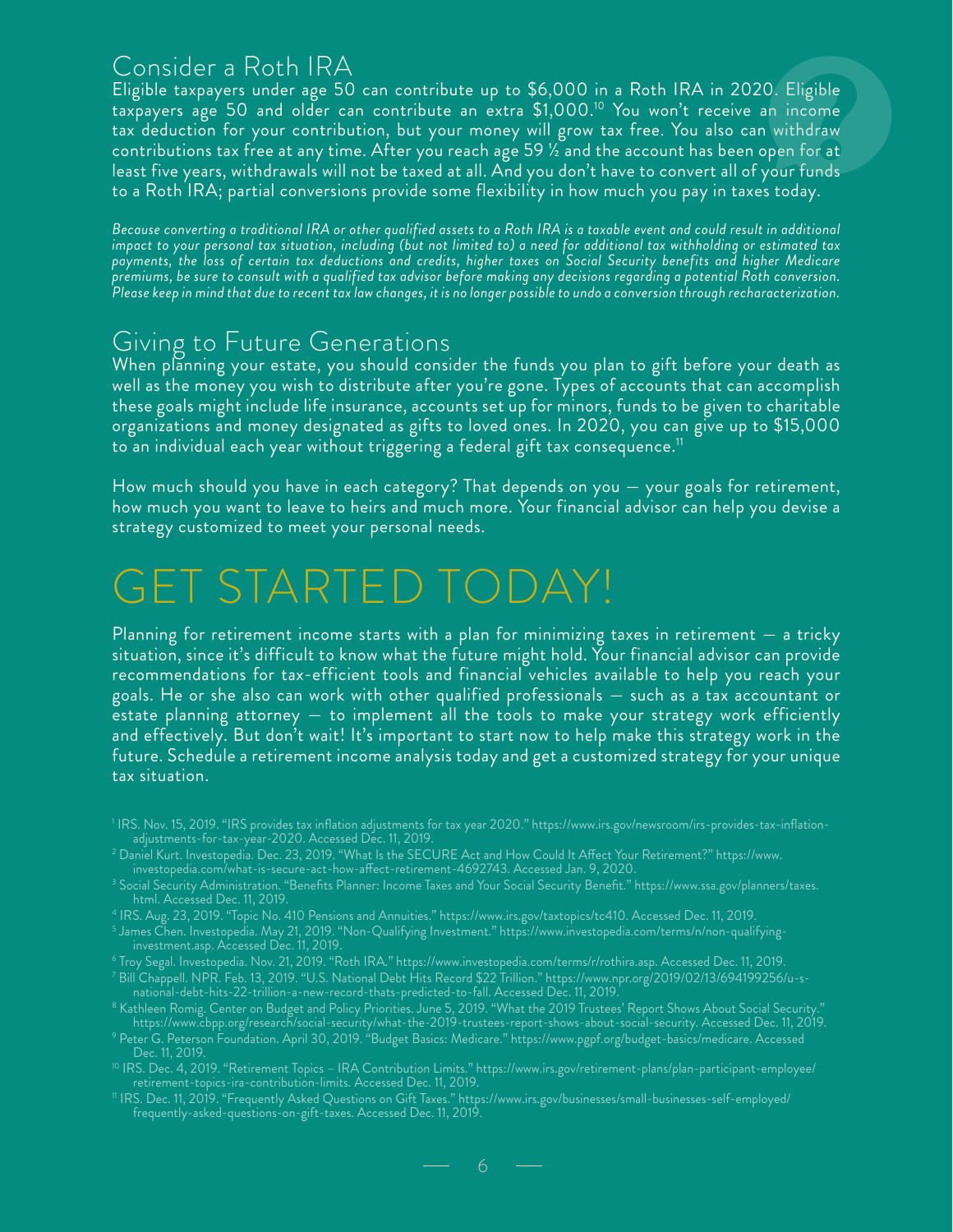## Consider a Roth IRA

Eligible taxpayers under age 50 can contribute up to $6,000 in a Roth IRA in 2020. Eligible taxpayers age 50 and older can contribute an extra $1,000.[10] You won't receive an income tax deduction for your contribution, but your money will grow tax free. You also can withdraw contributions tax free at any time. After you reach age 59 ½ and the account has been open for at least five years, withdrawals will not be taxed at all. And you don't have to convert all of your funds to a Roth IRA; partial conversions provide some flexibility in how much you pay in taxes today.

*Because converting a traditional IRA or other qualified assets to a Roth IRA is a taxable event and could result in additional impact to your personal tax situation, including (but not limited to) a need for additional tax withholding or estimated tax payments, the loss of certain tax deductions and credits, higher taxes on Social Security benefits and higher Medicare premiums, be sure to consult with a qualified tax advisor before making any decisions regarding a potential Roth conversion. Please keep in mind that due to recent tax law changes, it is no longer possible to undo a conversion through recharacterization.*

## Giving to Future Generations

When planning your estate, you should consider the funds you plan to gift before your death as well as the money you wish to distribute after you're gone. Types of accounts that can accomplish these goals might include life insurance, accounts set up for minors, funds to be given to charitable organizations and money designated as gifts to loved ones. In 2020, you can give up to $15,000 to an individual each year without triggering a federal gift tax consequence.[11]

How much should you have in each category? That depends on you — your goals for retirement, how much you want to leave to heirs and much more. Your financial advisor can help you devise a strategy customized to meet your personal needs.

# GET STARTED TODAY!

Planning for retirement income starts with a plan for minimizing taxes in retirement — a tricky situation, since it's difficult to know what the future might hold. Your financial advisor can provide recommendations for tax-efficient tools and financial vehicles available to help you reach your goals. He or she also can work with other qualified professionals — such as a tax accountant or estate planning attorney — to implement all the tools to make your strategy work efficiently and effectively. But don't wait! It's important to start now to help make this strategy work in the future. Schedule a retirement income analysis today and get a customized strategy for your unique tax situation.

[1] IRS. Nov. 15, 2019. "IRS provides tax inflation adjustments for tax year 2020." https://www.irs.gov/newsroom/irs-provides-tax-inflation-adjustments-for-tax-year-2020. Accessed Dec. 11, 2019.

[2] Daniel Kurt. Investopedia. Dec. 23, 2019. "What Is the SECURE Act and How Could It Affect Your Retirement?" https://www.investopedia.com/what-is-secure-act-how-affect-retirement-4692743. Accessed Jan. 9, 2020.

[3] Social Security Administration. "Benefits Planner: Income Taxes and Your Social Security Benefit." https://www.ssa.gov/planners/taxes.html. Accessed Dec. 11, 2019.

[4] IRS. Aug. 23, 2019. "Topic No. 410 Pensions and Annuities." https://www.irs.gov/taxtopics/tc410. Accessed Dec. 11, 2019.

[5] James Chen. Investopedia. May 21, 2019. "Non-Qualifying Investment." https://www.investopedia.com/terms/n/non-qualifying-investment.asp. Accessed Dec. 11, 2019.

[6] Troy Segal. Investopedia. Nov. 21, 2019. "Roth IRA." https://www.investopedia.com/terms/r/rothira.asp. Accessed Dec. 11, 2019.

[7] Bill Chappell. NPR. Feb. 13, 2019. "U.S. National Debt Hits Record $22 Trillion." https://www.npr.org/2019/02/13/694199256/u-s-national-debt-hits-22-trillion-a-new-record-thats-predicted-to-fall. Accessed Dec. 11, 2019.

[8] Kathleen Romig. Center on Budget and Policy Priorities. June 5, 2019. "What the 2019 Trustees' Report Shows About Social Security." https://www.cbpp.org/research/social-security/what-the-2019-trustees-report-shows-about-social-security. Accessed Dec. 11, 2019.

[9] Peter G. Peterson Foundation. April 30, 2019. "Budget Basics: Medicare." https://www.pgpf.org/budget-basics/medicare. Accessed Dec. 11, 2019.

[10] IRS. Dec. 4, 2019. "Retirement Topics – IRA Contribution Limits." https://www.irs.gov/retirement-plans/plan-participant-employee/retirement-topics-ira-contribution-limits. Accessed Dec. 11, 2019.

[11] IRS. Dec. 11, 2019. "Frequently Asked Questions on Gift Taxes." https://www.irs.gov/businesses/small-businesses-self-employed/frequently-asked-questions-on-gift-taxes. Accessed Dec. 11, 2019.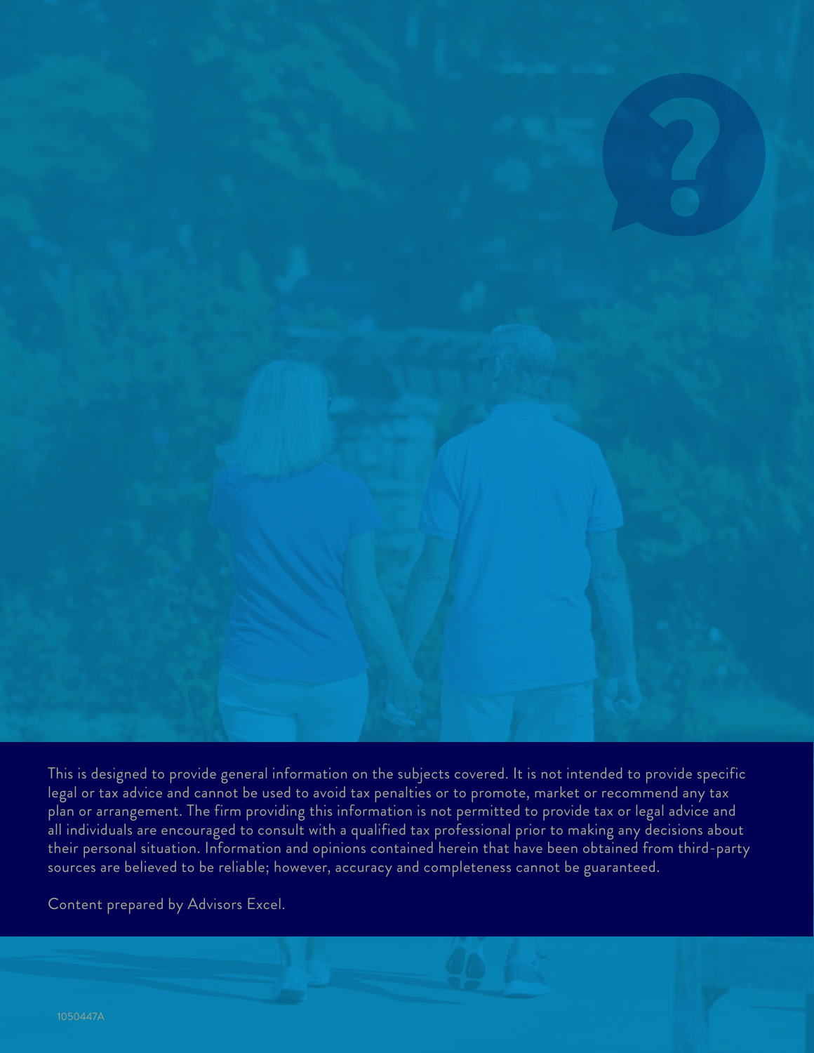This is designed to provide general information on the subjects covered. It is not intended to provide specific legal or tax advice and cannot be used to avoid tax penalties or to promote, market or recommend any tax plan or arrangement. The firm providing this information is not permitted to provide tax or legal advice and all individuals are encouraged to consult with a qualified tax professional prior to making any decisions about their personal situation. Information and opinions contained herein that have been obtained from third-party sources are believed to be reliable; however, accuracy and completeness cannot be guaranteed.

Content prepared by Advisors Excel.

1050447A